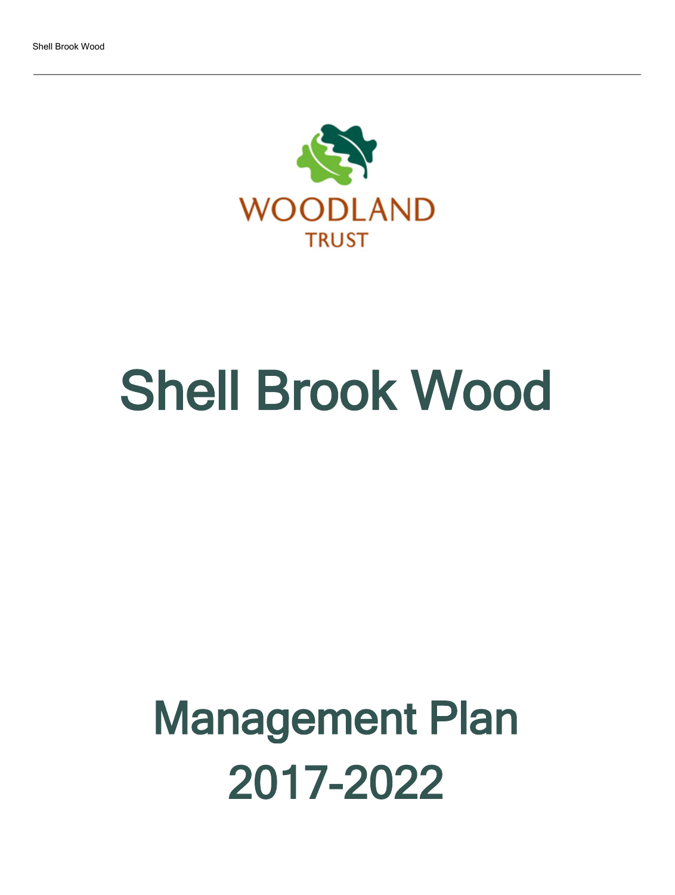WOODLAND TRUST

# Shell Brook Wood

## Management Plan 2017-2022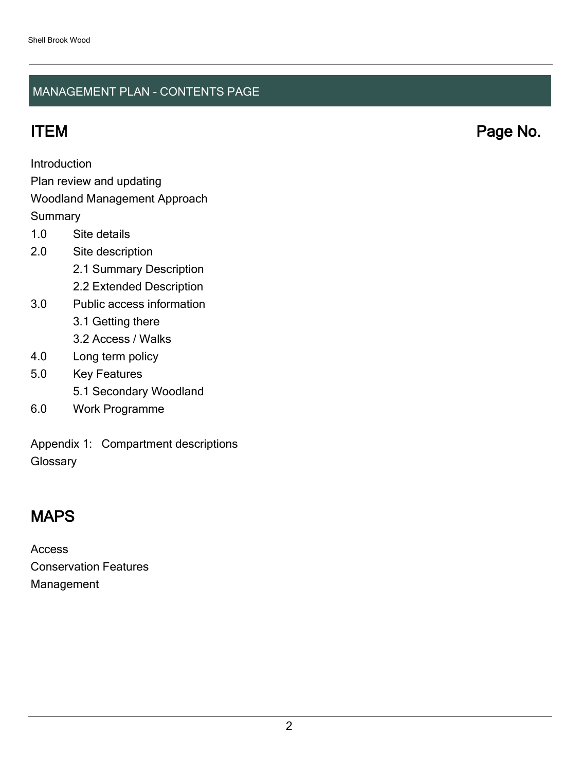## MANAGEMENT PLAN - CONTENTS PAGE

| ITEM | Page No. |
|---|---|

Introduction

Plan review and updating

Woodland Management Approach

Summary

1.0 Site details

2.0 Site description

- 2.1 Summary Description
- 2.2 Extended Description

3.0 Public access information

- 3.1 Getting there
- 3.2 Access / Walks

4.0 Long term policy

5.0 Key Features

- 5.1 Secondary Woodland

6.0 Work Programme

Appendix 1: Compartment descriptions

Glossary

## MAPS

Access

Conservation Features

Management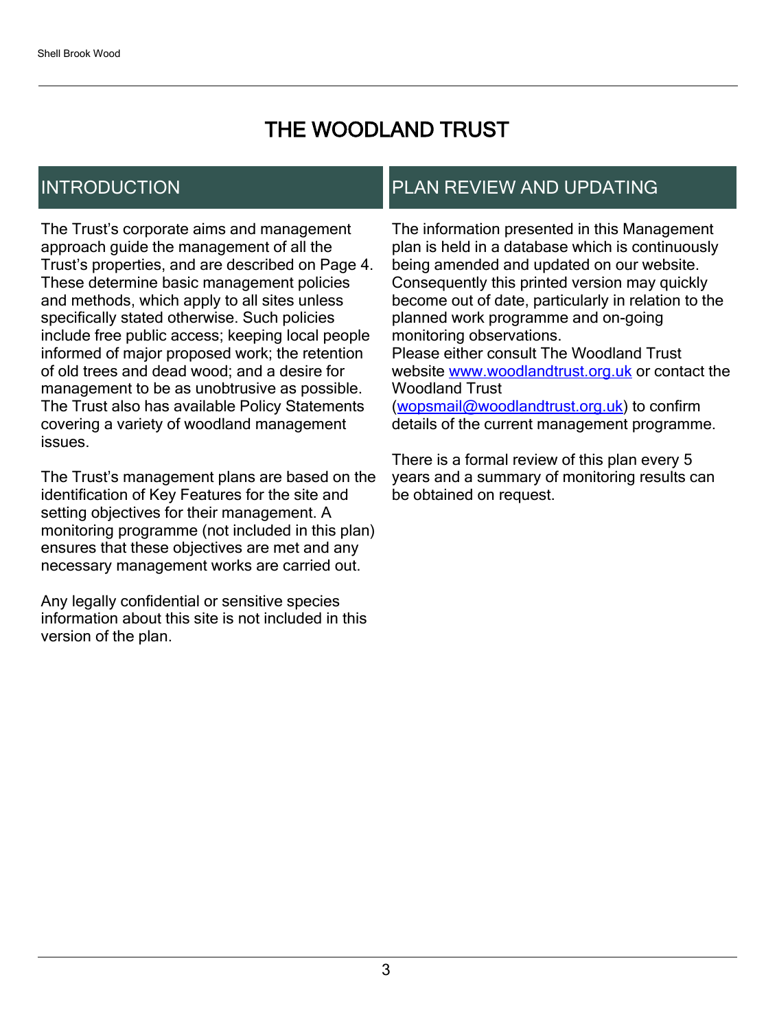# THE WOODLAND TRUST

## INTRODUCTION

The Trust's corporate aims and management approach guide the management of all the Trust's properties, and are described on Page 4. These determine basic management policies and methods, which apply to all sites unless specifically stated otherwise. Such policies include free public access; keeping local people informed of major proposed work; the retention of old trees and dead wood; and a desire for management to be as unobtrusive as possible. The Trust also has available Policy Statements covering a variety of woodland management issues.

The Trust's management plans are based on the identification of Key Features for the site and setting objectives for their management. A monitoring programme (not included in this plan) ensures that these objectives are met and any necessary management works are carried out.

Any legally confidential or sensitive species information about this site is not included in this version of the plan.

## PLAN REVIEW AND UPDATING

The information presented in this Management plan is held in a database which is continuously being amended and updated on our website. Consequently this printed version may quickly become out of date, particularly in relation to the planned work programme and on-going monitoring observations.
Please either consult The Woodland Trust website [www.woodlandtrust.org.uk](http://www.woodlandtrust.org.uk) or contact the Woodland Trust ([wopsmail@woodlandtrust.org.uk](mailto:wopsmail@woodlandtrust.org.uk)) to confirm details of the current management programme.

There is a formal review of this plan every 5 years and a summary of monitoring results can be obtained on request.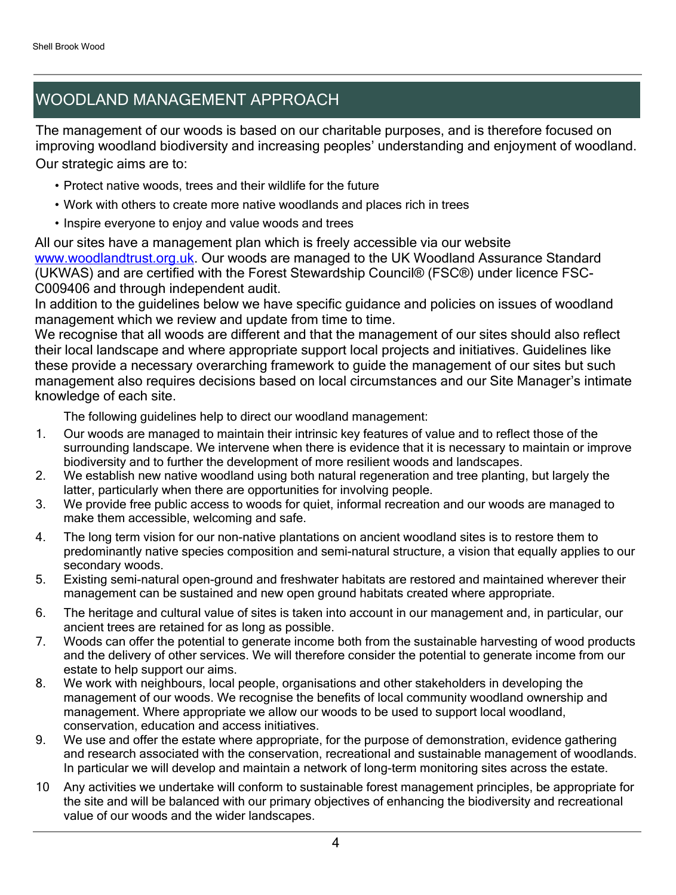## WOODLAND MANAGEMENT APPROACH

The management of our woods is based on our charitable purposes, and is therefore focused on improving woodland biodiversity and increasing peoples' understanding and enjoyment of woodland. Our strategic aims are to:

- Protect native woods, trees and their wildlife for the future
- Work with others to create more native woodlands and places rich in trees
- Inspire everyone to enjoy and value woods and trees

All our sites have a management plan which is freely accessible via our website www.woodlandtrust.org.uk. Our woods are managed to the UK Woodland Assurance Standard (UKWAS) and are certified with the Forest Stewardship Council® (FSC®) under licence FSC-C009406 and through independent audit.

In addition to the guidelines below we have specific guidance and policies on issues of woodland management which we review and update from time to time.

We recognise that all woods are different and that the management of our sites should also reflect their local landscape and where appropriate support local projects and initiatives. Guidelines like these provide a necessary overarching framework to guide the management of our sites but such management also requires decisions based on local circumstances and our Site Manager's intimate knowledge of each site.

The following guidelines help to direct our woodland management:

1. Our woods are managed to maintain their intrinsic key features of value and to reflect those of the surrounding landscape. We intervene when there is evidence that it is necessary to maintain or improve biodiversity and to further the development of more resilient woods and landscapes.
2. We establish new native woodland using both natural regeneration and tree planting, but largely the latter, particularly when there are opportunities for involving people.
3. We provide free public access to woods for quiet, informal recreation and our woods are managed to make them accessible, welcoming and safe.
4. The long term vision for our non-native plantations on ancient woodland sites is to restore them to predominantly native species composition and semi-natural structure, a vision that equally applies to our secondary woods.
5. Existing semi-natural open-ground and freshwater habitats are restored and maintained wherever their management can be sustained and new open ground habitats created where appropriate.
6. The heritage and cultural value of sites is taken into account in our management and, in particular, our ancient trees are retained for as long as possible.
7. Woods can offer the potential to generate income both from the sustainable harvesting of wood products and the delivery of other services. We will therefore consider the potential to generate income from our estate to help support our aims.
8. We work with neighbours, local people, organisations and other stakeholders in developing the management of our woods. We recognise the benefits of local community woodland ownership and management. Where appropriate we allow our woods to be used to support local woodland, conservation, education and access initiatives.
9. We use and offer the estate where appropriate, for the purpose of demonstration, evidence gathering and research associated with the conservation, recreational and sustainable management of woodlands. In particular we will develop and maintain a network of long-term monitoring sites across the estate.
10. Any activities we undertake will conform to sustainable forest management principles, be appropriate for the site and will be balanced with our primary objectives of enhancing the biodiversity and recreational value of our woods and the wider landscapes.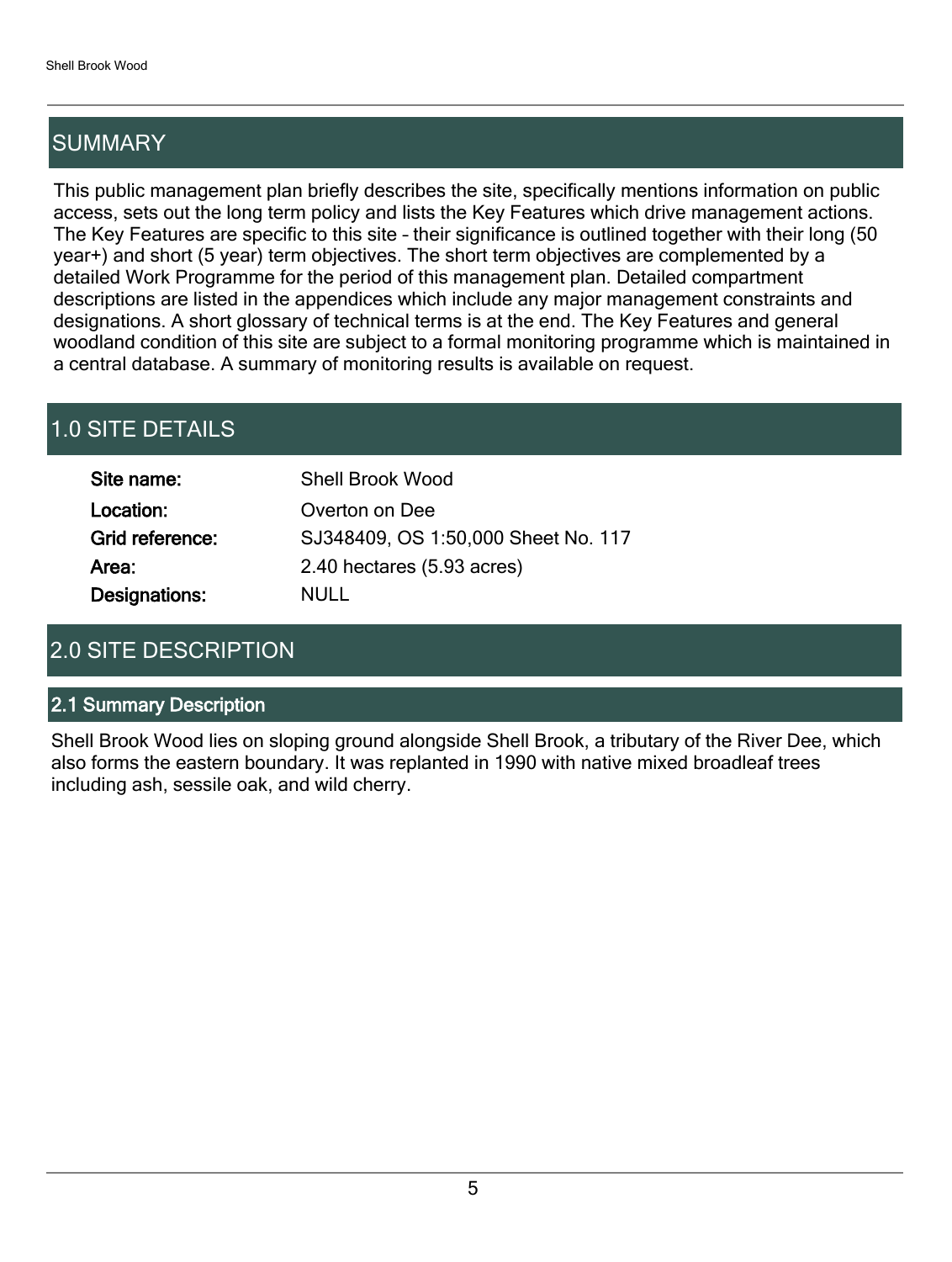## SUMMARY

This public management plan briefly describes the site, specifically mentions information on public access, sets out the long term policy and lists the Key Features which drive management actions. The Key Features are specific to this site – their significance is outlined together with their long (50 year+) and short (5 year) term objectives. The short term objectives are complemented by a detailed Work Programme for the period of this management plan. Detailed compartment descriptions are listed in the appendices which include any major management constraints and designations. A short glossary of technical terms is at the end. The Key Features and general woodland condition of this site are subject to a formal monitoring programme which is maintained in a central database. A summary of monitoring results is available on request.

## 1.0 SITE DETAILS

| | |
|---|---|
| **Site name:** | Shell Brook Wood |
| **Location:** | Overton on Dee |
| **Grid reference:** | SJ348409, OS 1:50,000 Sheet No. 117 |
| **Area:** | 2.40 hectares (5.93 acres) |
| **Designations:** | NULL |

## 2.0 SITE DESCRIPTION

### 2.1 Summary Description

Shell Brook Wood lies on sloping ground alongside Shell Brook, a tributary of the River Dee, which also forms the eastern boundary. It was replanted in 1990 with native mixed broadleaf trees including ash, sessile oak, and wild cherry.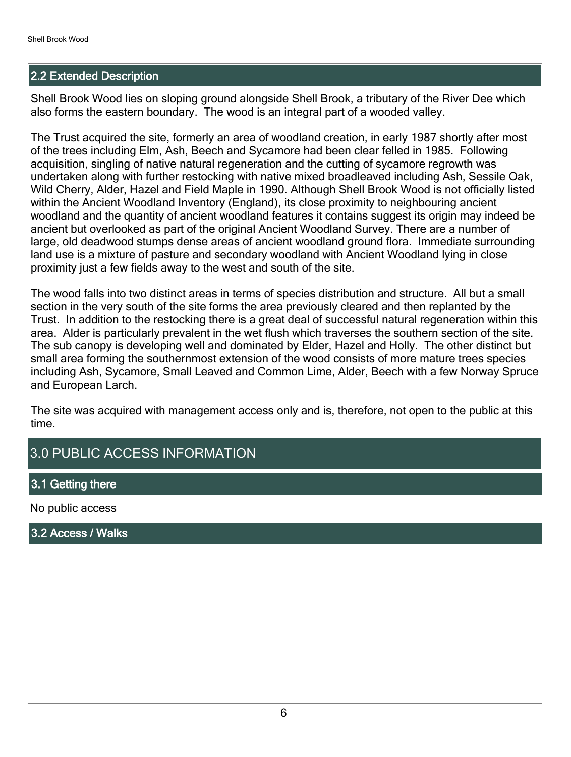## 2.2 Extended Description

Shell Brook Wood lies on sloping ground alongside Shell Brook, a tributary of the River Dee which also forms the eastern boundary. The wood is an integral part of a wooded valley.

The Trust acquired the site, formerly an area of woodland creation, in early 1987 shortly after most of the trees including Elm, Ash, Beech and Sycamore had been clear felled in 1985. Following acquisition, singling of native natural regeneration and the cutting of sycamore regrowth was undertaken along with further restocking with native mixed broadleaved including Ash, Sessile Oak, Wild Cherry, Alder, Hazel and Field Maple in 1990. Although Shell Brook Wood is not officially listed within the Ancient Woodland Inventory (England), its close proximity to neighbouring ancient woodland and the quantity of ancient woodland features it contains suggest its origin may indeed be ancient but overlooked as part of the original Ancient Woodland Survey. There are a number of large, old deadwood stumps dense areas of ancient woodland ground flora. Immediate surrounding land use is a mixture of pasture and secondary woodland with Ancient Woodland lying in close proximity just a few fields away to the west and south of the site.

The wood falls into two distinct areas in terms of species distribution and structure. All but a small section in the very south of the site forms the area previously cleared and then replanted by the Trust. In addition to the restocking there is a great deal of successful natural regeneration within this area. Alder is particularly prevalent in the wet flush which traverses the southern section of the site. The sub canopy is developing well and dominated by Elder, Hazel and Holly. The other distinct but small area forming the southernmost extension of the wood consists of more mature trees species including Ash, Sycamore, Small Leaved and Common Lime, Alder, Beech with a few Norway Spruce and European Larch.

The site was acquired with management access only and is, therefore, not open to the public at this time.

# 3.0 PUBLIC ACCESS INFORMATION

## 3.1 Getting there

No public access

## 3.2 Access / Walks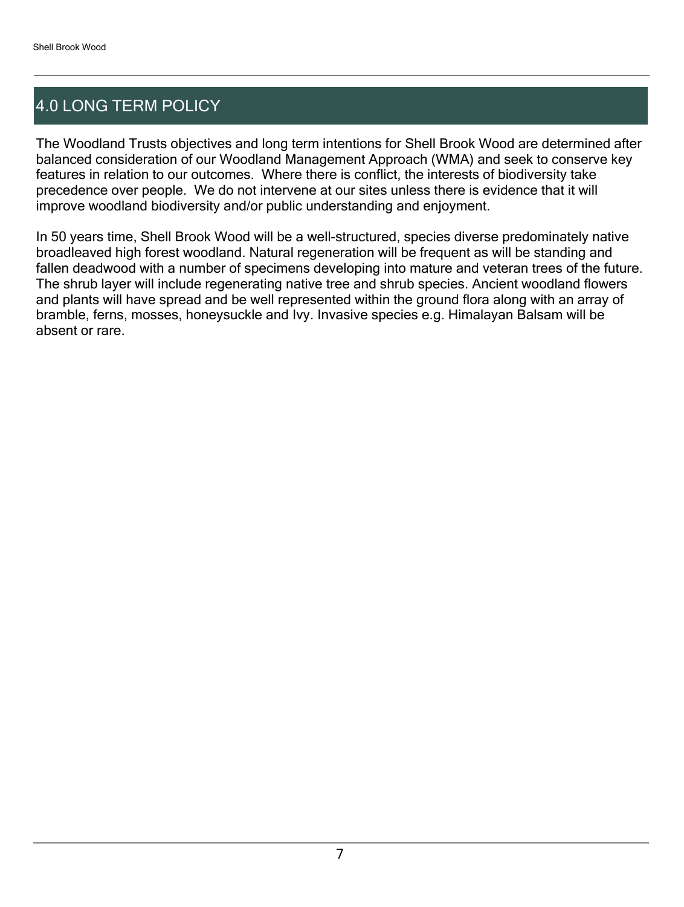# 4.0 LONG TERM POLICY

The Woodland Trusts objectives and long term intentions for Shell Brook Wood are determined after balanced consideration of our Woodland Management Approach (WMA) and seek to conserve key features in relation to our outcomes.  Where there is conflict, the interests of biodiversity take precedence over people.  We do not intervene at our sites unless there is evidence that it will improve woodland biodiversity and/or public understanding and enjoyment.

In 50 years time, Shell Brook Wood will be a well-structured, species diverse predominately native broadleaved high forest woodland. Natural regeneration will be frequent as will be standing and fallen deadwood with a number of specimens developing into mature and veteran trees of the future. The shrub layer will include regenerating native tree and shrub species. Ancient woodland flowers and plants will have spread and be well represented within the ground flora along with an array of bramble, ferns, mosses, honeysuckle and Ivy. Invasive species e.g. Himalayan Balsam will be absent or rare.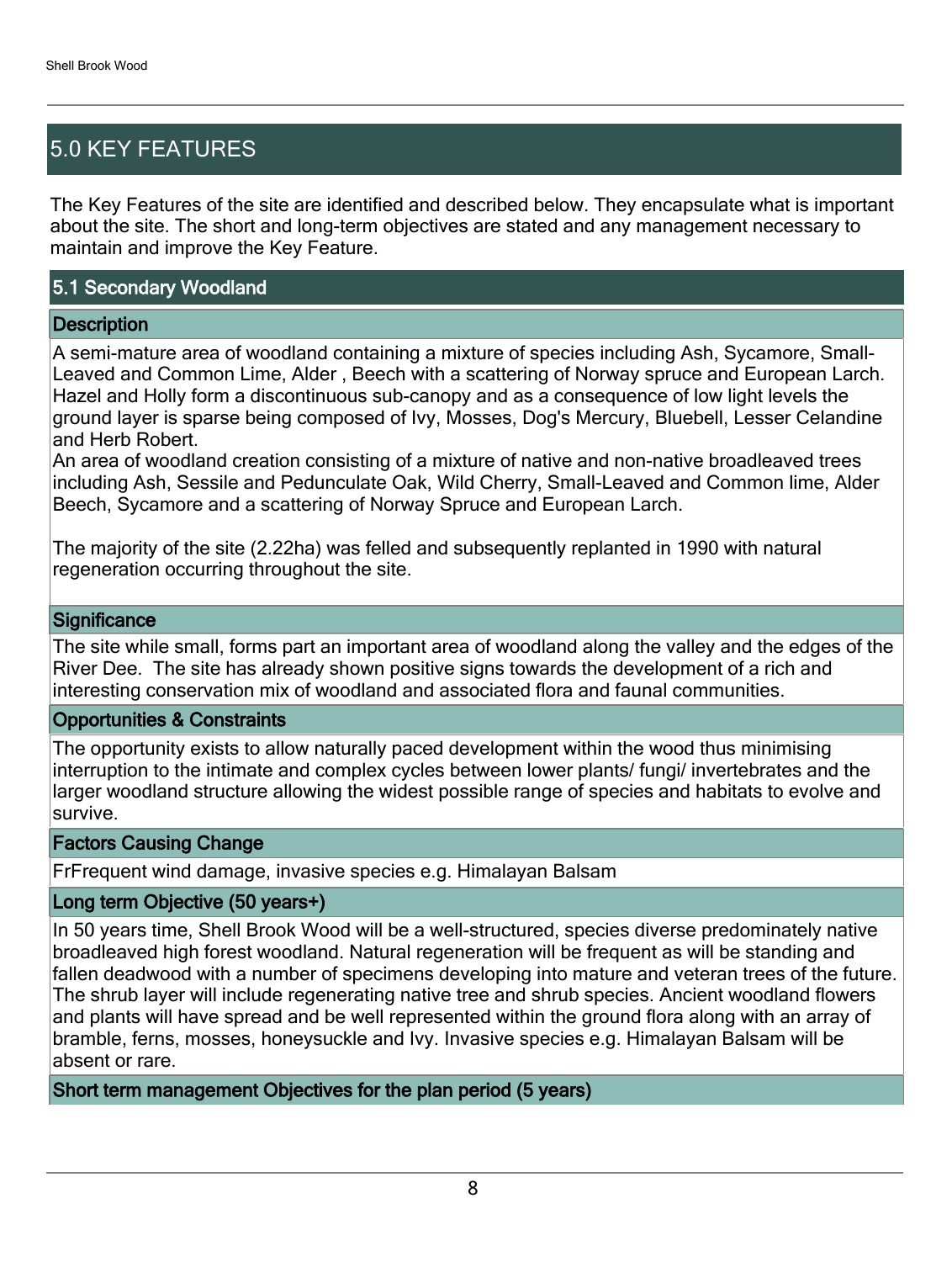## 5.0 KEY FEATURES

The Key Features of the site are identified and described below. They encapsulate what is important about the site. The short and long-term objectives are stated and any management necessary to maintain and improve the Key Feature.

### 5.1 Secondary Woodland

#### Description

A semi-mature area of woodland containing a mixture of species including Ash, Sycamore, Small-Leaved and Common Lime, Alder , Beech with a scattering of Norway spruce and European Larch. Hazel and Holly form a discontinuous sub-canopy and as a consequence of low light levels the ground layer is sparse being composed of Ivy, Mosses, Dog's Mercury, Bluebell, Lesser Celandine and Herb Robert.
An area of woodland creation consisting of a mixture of native and non-native broadleaved trees including Ash, Sessile and Pedunculate Oak, Wild Cherry, Small-Leaved and Common lime, Alder Beech, Sycamore and a scattering of Norway Spruce and European Larch.

The majority of the site (2.22ha) was felled and subsequently replanted in 1990 with natural regeneration occurring throughout the site.

#### Significance

The site while small, forms part an important area of woodland along the valley and the edges of the River Dee. The site has already shown positive signs towards the development of a rich and interesting conservation mix of woodland and associated flora and faunal communities.

#### Opportunities & Constraints

The opportunity exists to allow naturally paced development within the wood thus minimising interruption to the intimate and complex cycles between lower plants/ fungi/ invertebrates and the larger woodland structure allowing the widest possible range of species and habitats to evolve and survive.

#### Factors Causing Change

FrFrequent wind damage, invasive species e.g. Himalayan Balsam

#### Long term Objective (50 years+)

In 50 years time, Shell Brook Wood will be a well-structured, species diverse predominately native broadleaved high forest woodland. Natural regeneration will be frequent as will be standing and fallen deadwood with a number of specimens developing into mature and veteran trees of the future. The shrub layer will include regenerating native tree and shrub species. Ancient woodland flowers and plants will have spread and be well represented within the ground flora along with an array of bramble, ferns, mosses, honeysuckle and Ivy. Invasive species e.g. Himalayan Balsam will be absent or rare.

#### Short term management Objectives for the plan period (5 years)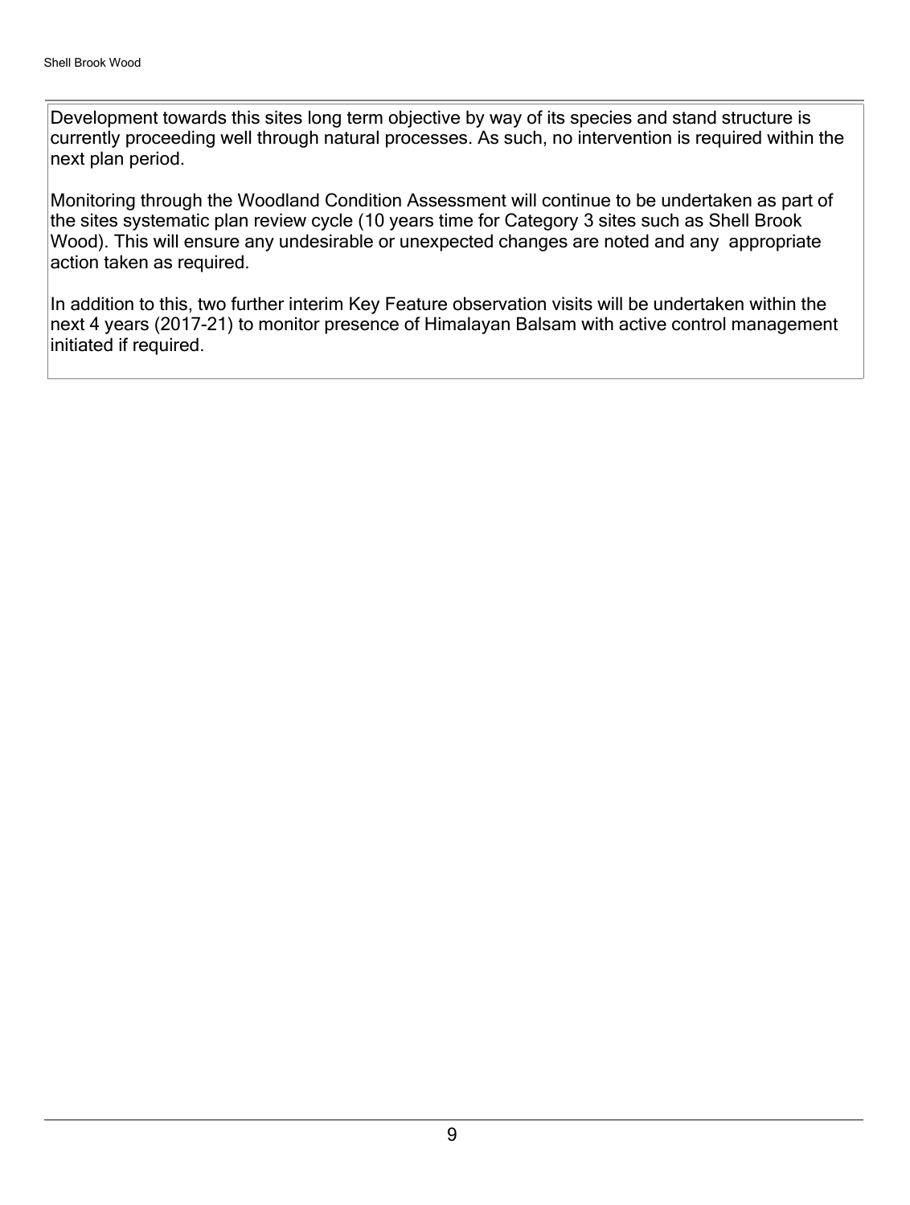Development towards this sites long term objective by way of its species and stand structure is currently proceeding well through natural processes. As such, no intervention is required within the next plan period.

Monitoring through the Woodland Condition Assessment will continue to be undertaken as part of the sites systematic plan review cycle (10 years time for Category 3 sites such as Shell Brook Wood). This will ensure any undesirable or unexpected changes are noted and any appropriate action taken as required.

In addition to this, two further interim Key Feature observation visits will be undertaken within the next 4 years (2017-21) to monitor presence of Himalayan Balsam with active control management initiated if required.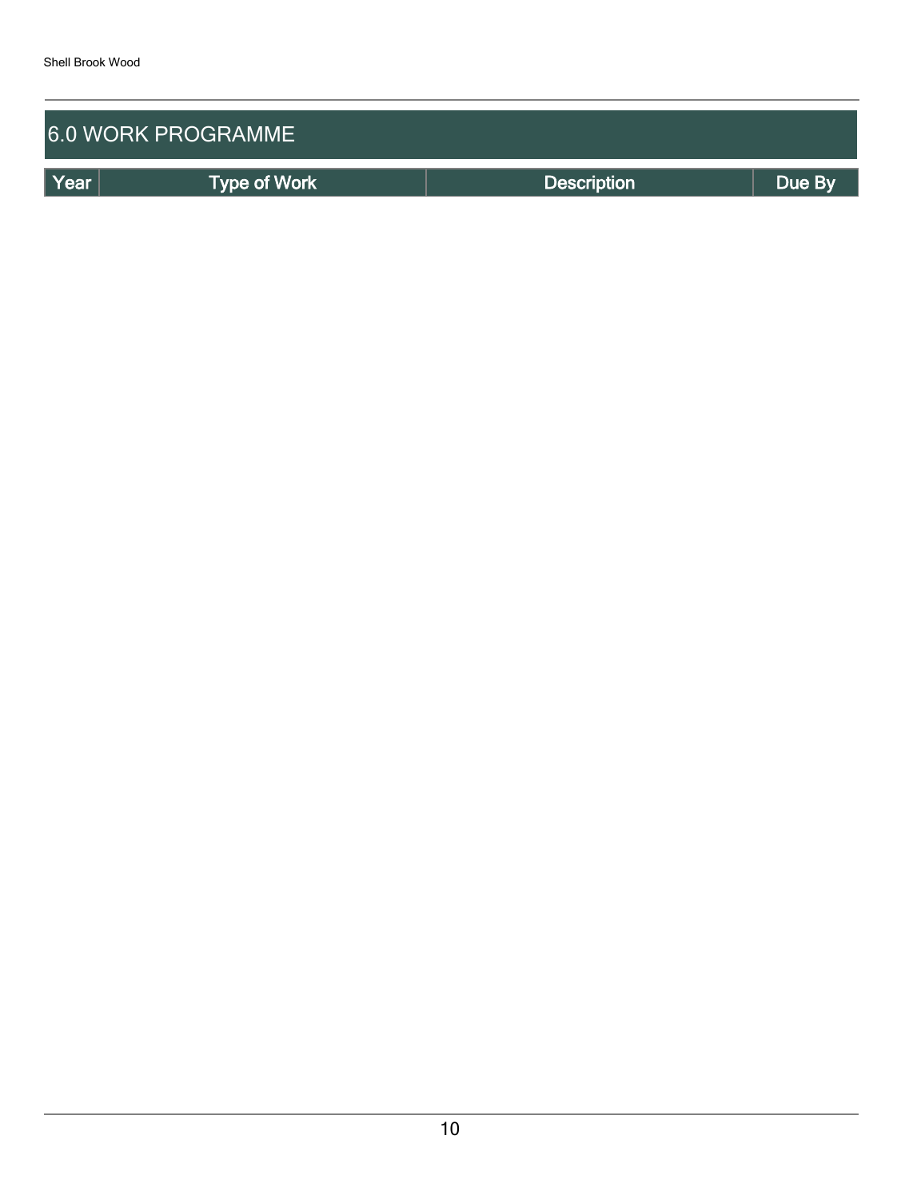## 6.0 WORK PROGRAMME

| Year | Type of Work | Description | Due By |
| --- | --- | --- | --- |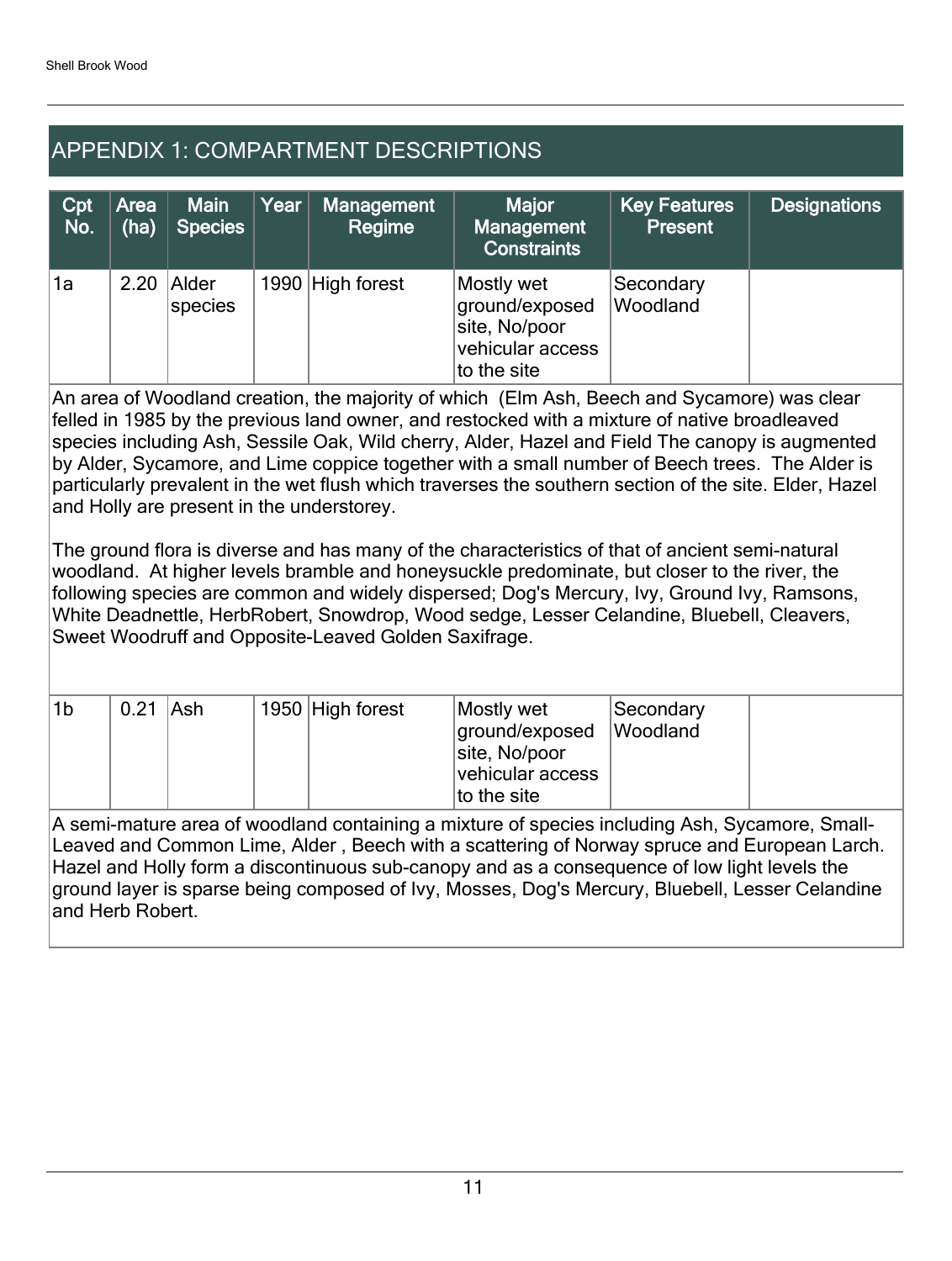## APPENDIX 1: COMPARTMENT DESCRIPTIONS

| Cpt No. | Area (ha) | Main Species | Year | Management Regime | Major Management Constraints | Key Features Present | Designations |
|---|---|---|---|---|---|---|---|
| 1a | 2.20 | Alder species | 1990 | High forest | Mostly wet ground/exposed site, No/poor vehicular access to the site | Secondary Woodland | |

An area of Woodland creation, the majority of which (Elm Ash, Beech and Sycamore) was clear felled in 1985 by the previous land owner, and restocked with a mixture of native broadleaved species including Ash, Sessile Oak, Wild cherry, Alder, Hazel and Field The canopy is augmented by Alder, Sycamore, and Lime coppice together with a small number of Beech trees. The Alder is particularly prevalent in the wet flush which traverses the southern section of the site. Elder, Hazel and Holly are present in the understorey.

The ground flora is diverse and has many of the characteristics of that of ancient semi-natural woodland. At higher levels bramble and honeysuckle predominate, but closer to the river, the following species are common and widely dispersed; Dog's Mercury, Ivy, Ground Ivy, Ramsons, White Deadnettle, HerbRobert, Snowdrop, Wood sedge, Lesser Celandine, Bluebell, Cleavers, Sweet Woodruff and Opposite-Leaved Golden Saxifrage.

| Cpt No. | Area (ha) | Main Species | Year | Management Regime | Major Management Constraints | Key Features Present | Designations |
|---|---|---|---|---|---|---|---|
| 1b | 0.21 | Ash | 1950 | High forest | Mostly wet ground/exposed site, No/poor vehicular access to the site | Secondary Woodland | |

A semi-mature area of woodland containing a mixture of species including Ash, Sycamore, Small-Leaved and Common Lime, Alder , Beech with a scattering of Norway spruce and European Larch. Hazel and Holly form a discontinuous sub-canopy and as a consequence of low light levels the ground layer is sparse being composed of Ivy, Mosses, Dog's Mercury, Bluebell, Lesser Celandine and Herb Robert.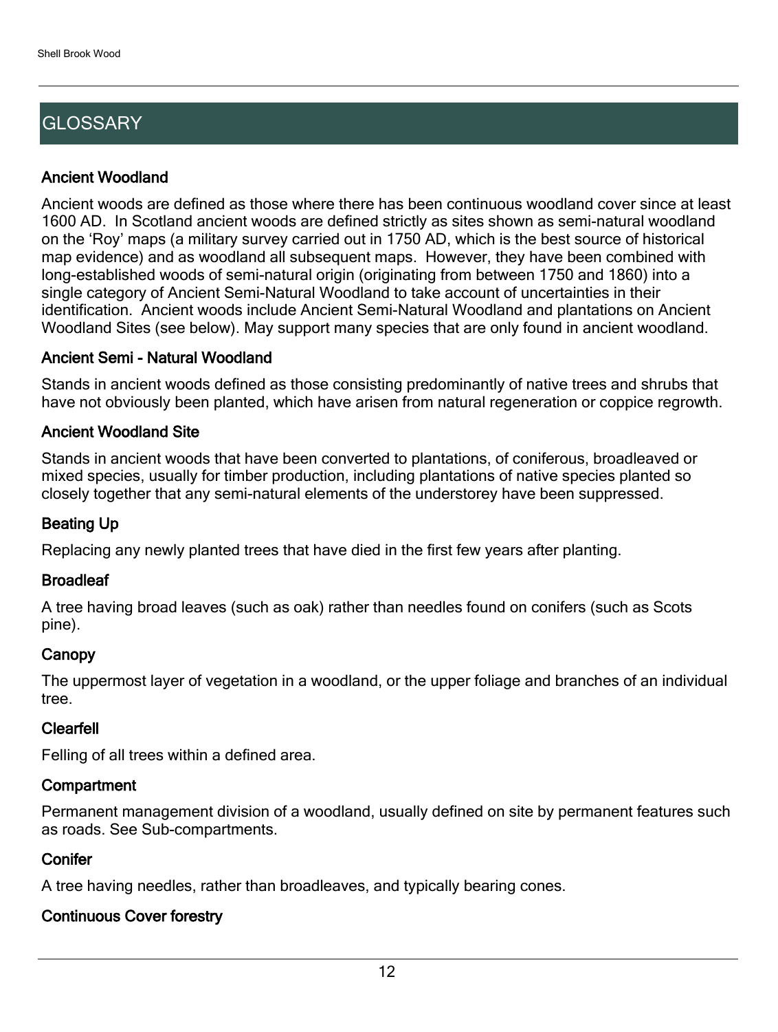# GLOSSARY

### Ancient Woodland

Ancient woods are defined as those where there has been continuous woodland cover since at least 1600 AD. In Scotland ancient woods are defined strictly as sites shown as semi-natural woodland on the 'Roy' maps (a military survey carried out in 1750 AD, which is the best source of historical map evidence) and as woodland all subsequent maps. However, they have been combined with long-established woods of semi-natural origin (originating from between 1750 and 1860) into a single category of Ancient Semi-Natural Woodland to take account of uncertainties in their identification. Ancient woods include Ancient Semi-Natural Woodland and plantations on Ancient Woodland Sites (see below). May support many species that are only found in ancient woodland.

### Ancient Semi - Natural Woodland

Stands in ancient woods defined as those consisting predominantly of native trees and shrubs that have not obviously been planted, which have arisen from natural regeneration or coppice regrowth.

### Ancient Woodland Site

Stands in ancient woods that have been converted to plantations, of coniferous, broadleaved or mixed species, usually for timber production, including plantations of native species planted so closely together that any semi-natural elements of the understorey have been suppressed.

### Beating Up

Replacing any newly planted trees that have died in the first few years after planting.

### Broadleaf

A tree having broad leaves (such as oak) rather than needles found on conifers (such as Scots pine).

### Canopy

The uppermost layer of vegetation in a woodland, or the upper foliage and branches of an individual tree.

### Clearfell

Felling of all trees within a defined area.

### Compartment

Permanent management division of a woodland, usually defined on site by permanent features such as roads. See Sub-compartments.

### Conifer

A tree having needles, rather than broadleaves, and typically bearing cones.

### Continuous Cover forestry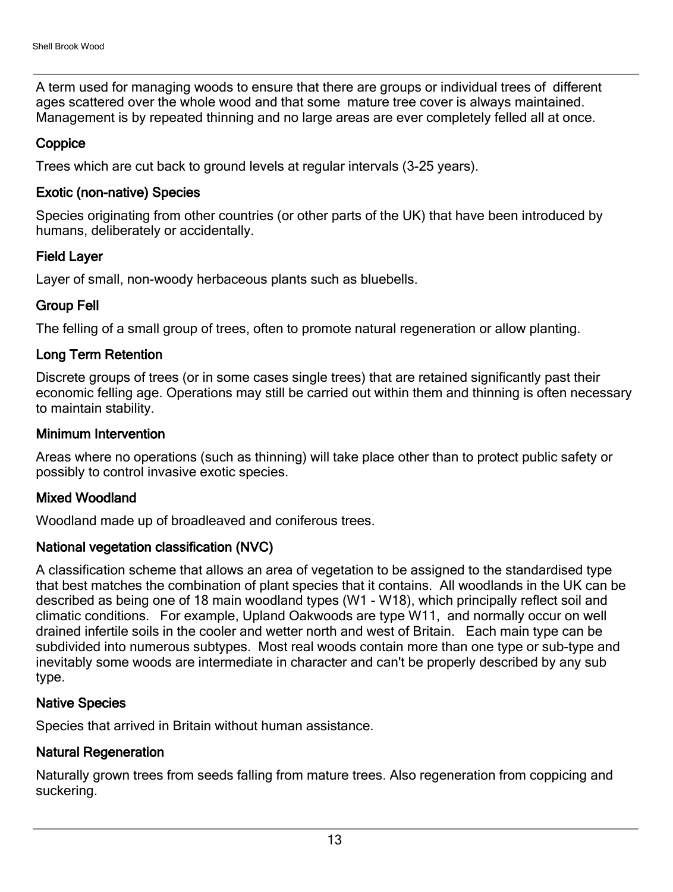A term used for managing woods to ensure that there are groups or individual trees of different ages scattered over the whole wood and that some mature tree cover is always maintained. Management is by repeated thinning and no large areas are ever completely felled all at once.

### Coppice

Trees which are cut back to ground levels at regular intervals (3-25 years).

### Exotic (non-native) Species

Species originating from other countries (or other parts of the UK) that have been introduced by humans, deliberately or accidentally.

### Field Layer

Layer of small, non-woody herbaceous plants such as bluebells.

### Group Fell

The felling of a small group of trees, often to promote natural regeneration or allow planting.

### Long Term Retention

Discrete groups of trees (or in some cases single trees) that are retained significantly past their economic felling age. Operations may still be carried out within them and thinning is often necessary to maintain stability.

### Minimum Intervention

Areas where no operations (such as thinning) will take place other than to protect public safety or possibly to control invasive exotic species.

### Mixed Woodland

Woodland made up of broadleaved and coniferous trees.

### National vegetation classification (NVC)

A classification scheme that allows an area of vegetation to be assigned to the standardised type that best matches the combination of plant species that it contains. All woodlands in the UK can be described as being one of 18 main woodland types (W1 - W18), which principally reflect soil and climatic conditions. For example, Upland Oakwoods are type W11, and normally occur on well drained infertile soils in the cooler and wetter north and west of Britain. Each main type can be subdivided into numerous subtypes. Most real woods contain more than one type or sub-type and inevitably some woods are intermediate in character and can't be properly described by any sub type.

### Native Species

Species that arrived in Britain without human assistance.

### Natural Regeneration

Naturally grown trees from seeds falling from mature trees. Also regeneration from coppicing and suckering.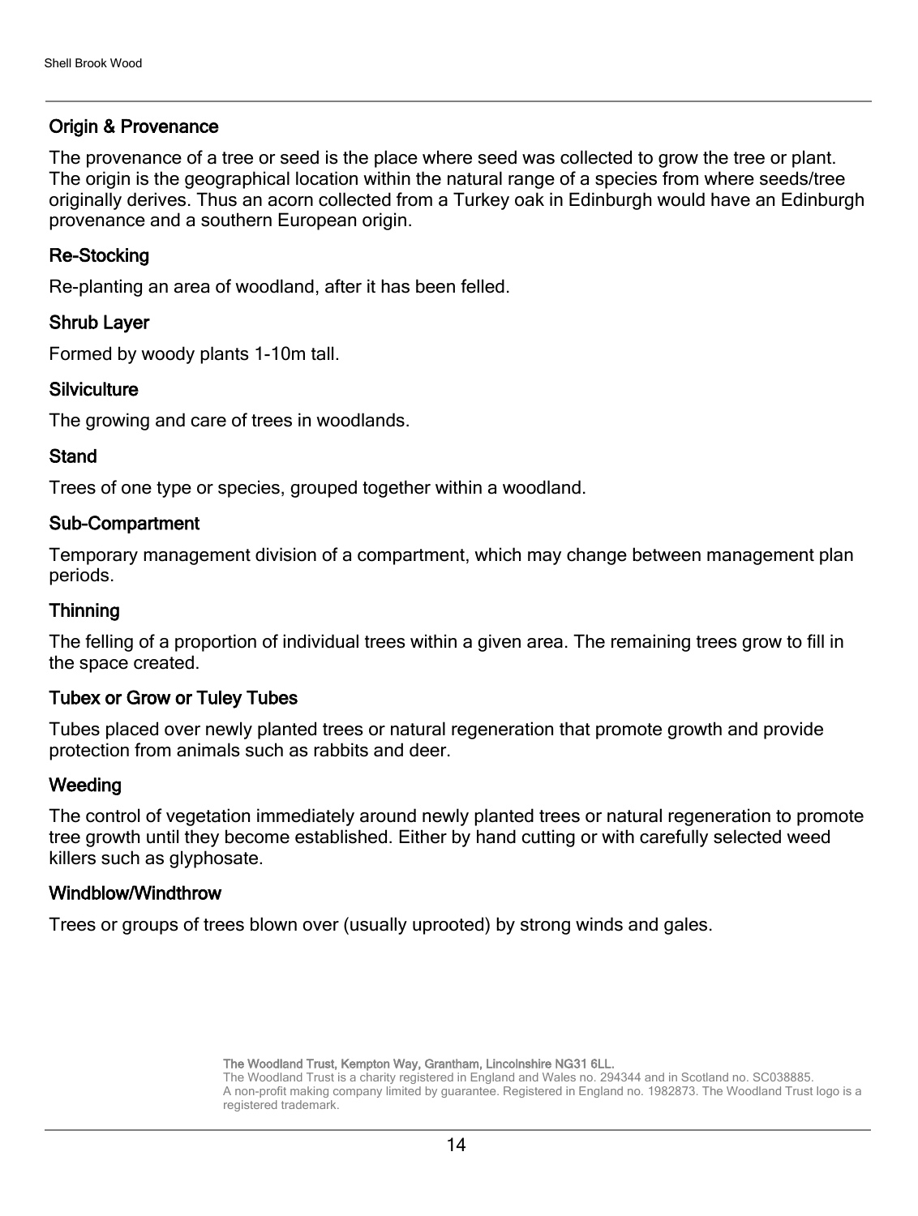### Origin & Provenance

The provenance of a tree or seed is the place where seed was collected to grow the tree or plant. The origin is the geographical location within the natural range of a species from where seeds/tree originally derives. Thus an acorn collected from a Turkey oak in Edinburgh would have an Edinburgh provenance and a southern European origin.

### Re-Stocking

Re-planting an area of woodland, after it has been felled.

### Shrub Layer

Formed by woody plants 1-10m tall.

### Silviculture

The growing and care of trees in woodlands.

### Stand

Trees of one type or species, grouped together within a woodland.

### Sub-Compartment

Temporary management division of a compartment, which may change between management plan periods.

### Thinning

The felling of a proportion of individual trees within a given area. The remaining trees grow to fill in the space created.

### Tubex or Grow or Tuley Tubes

Tubes placed over newly planted trees or natural regeneration that promote growth and provide protection from animals such as rabbits and deer.

### Weeding

The control of vegetation immediately around newly planted trees or natural regeneration to promote tree growth until they become established. Either by hand cutting or with carefully selected weed killers such as glyphosate.

### Windblow/Windthrow

Trees or groups of trees blown over (usually uprooted) by strong winds and gales.